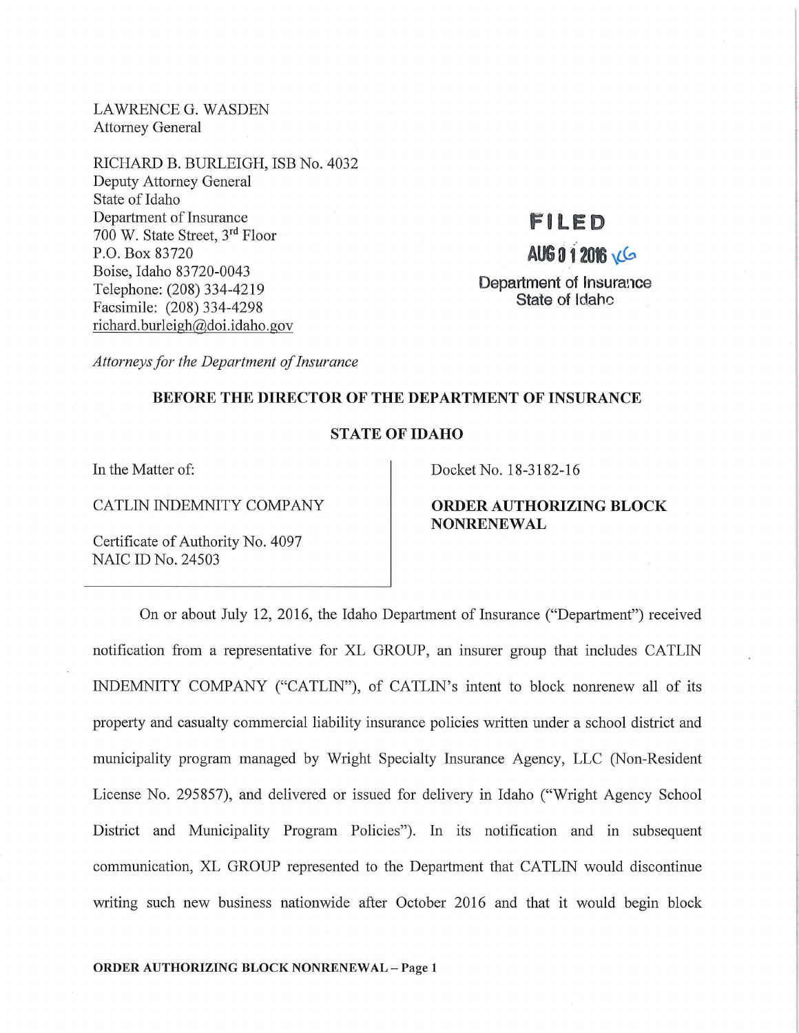LAWRENCE G. WASDEN
Attorney General

RICHARD B. BURLEIGH, ISB No. 4032
Deputy Attorney General
State of Idaho
Department of Insurance
700 W. State Street, 3rd Floor
P.O. Box 83720
Boise, Idaho 83720-0043
Telephone: (208) 334-4219
Facsimile: (208) 334-4298
richard.burleigh@doi.idaho.gov

*Attorneys for the Department of Insurance*

FILED
AUG 01 2016 KG
Department of Insurance
State of Idaho

**BEFORE THE DIRECTOR OF THE DEPARTMENT OF INSURANCE**

**STATE OF IDAHO**

| | |
|---|---|
| In the Matter of:<br><br>CATLIN INDEMNITY COMPANY<br><br>Certificate of Authority No. 4097<br>NAIC ID No. 24503 | Docket No. 18-3182-16<br><br>**ORDER AUTHORIZING BLOCK NONRENEWAL** |

On or about July 12, 2016, the Idaho Department of Insurance ("Department") received notification from a representative for XL GROUP, an insurer group that includes CATLIN INDEMNITY COMPANY ("CATLIN"), of CATLIN's intent to block nonrenew all of its property and casualty commercial liability insurance policies written under a school district and municipality program managed by Wright Specialty Insurance Agency, LLC (Non-Resident License No. 295857), and delivered or issued for delivery in Idaho ("Wright Agency School District and Municipality Program Policies"). In its notification and in subsequent communication, XL GROUP represented to the Department that CATLIN would discontinue writing such new business nationwide after October 2016 and that it would begin block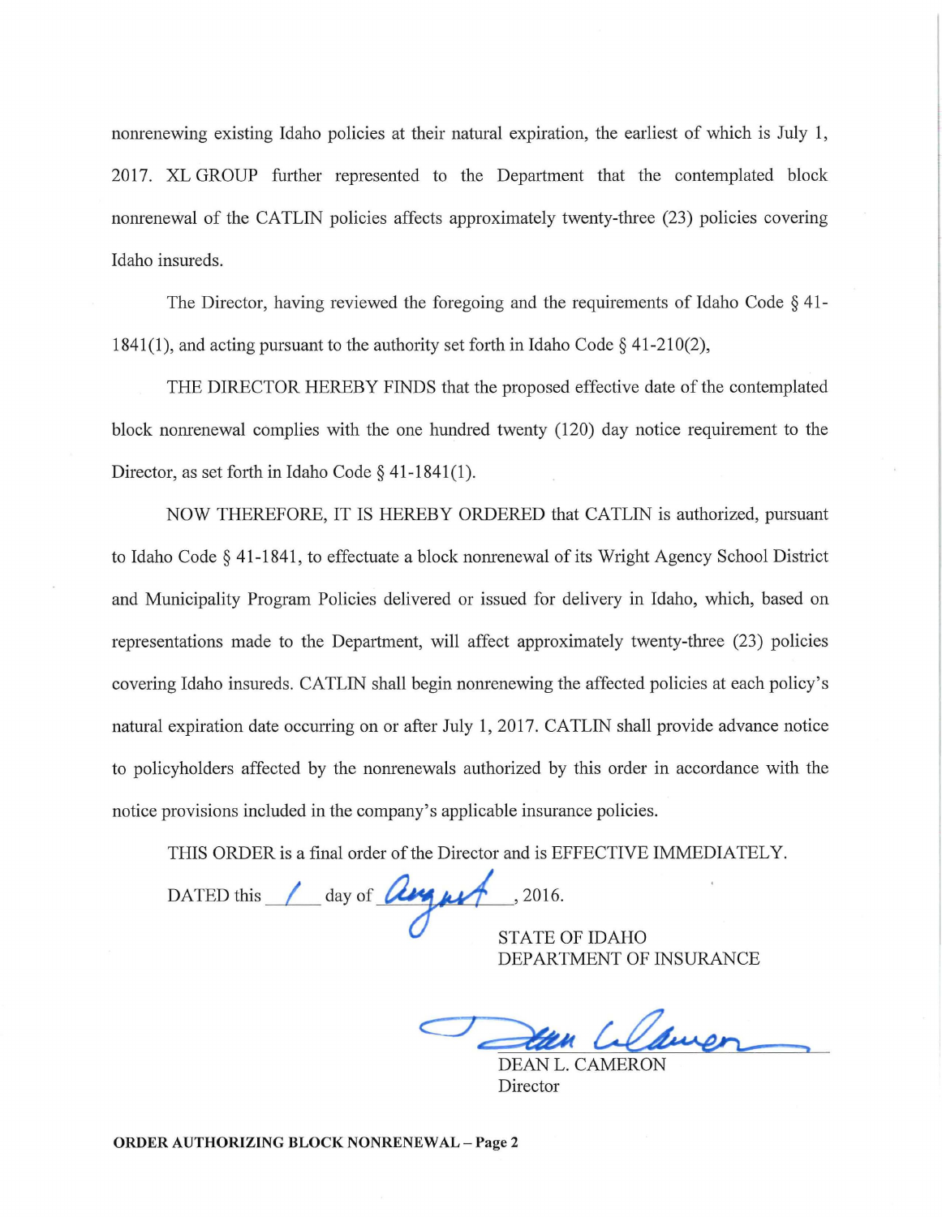nonrenewing existing Idaho policies at their natural expiration, the earliest of which is July 1, 2017. XL GROUP further represented to the Department that the contemplated block nonrenewal of the CATLIN policies affects approximately twenty-three (23) policies covering Idaho insureds.

The Director, having reviewed the foregoing and the requirements of Idaho Code § 41-1841(1), and acting pursuant to the authority set forth in Idaho Code § 41-210(2),

THE DIRECTOR HEREBY FINDS that the proposed effective date of the contemplated block nonrenewal complies with the one hundred twenty (120) day notice requirement to the Director, as set forth in Idaho Code § 41-1841(1).

NOW THEREFORE, IT IS HEREBY ORDERED that CATLIN is authorized, pursuant to Idaho Code § 41-1841, to effectuate a block nonrenewal of its Wright Agency School District and Municipality Program Policies delivered or issued for delivery in Idaho, which, based on representations made to the Department, will affect approximately twenty-three (23) policies covering Idaho insureds. CATLIN shall begin nonrenewing the affected policies at each policy's natural expiration date occurring on or after July 1, 2017. CATLIN shall provide advance notice to policyholders affected by the nonrenewals authorized by this order in accordance with the notice provisions included in the company's applicable insurance policies.

THIS ORDER is a final order of the Director and is EFFECTIVE IMMEDIATELY.

DATED this 1 day of August, 2016.

STATE OF IDAHO
DEPARTMENT OF INSURANCE

DEAN L. CAMERON
Director

**ORDER AUTHORIZING BLOCK NONRENEWAL – Page 2**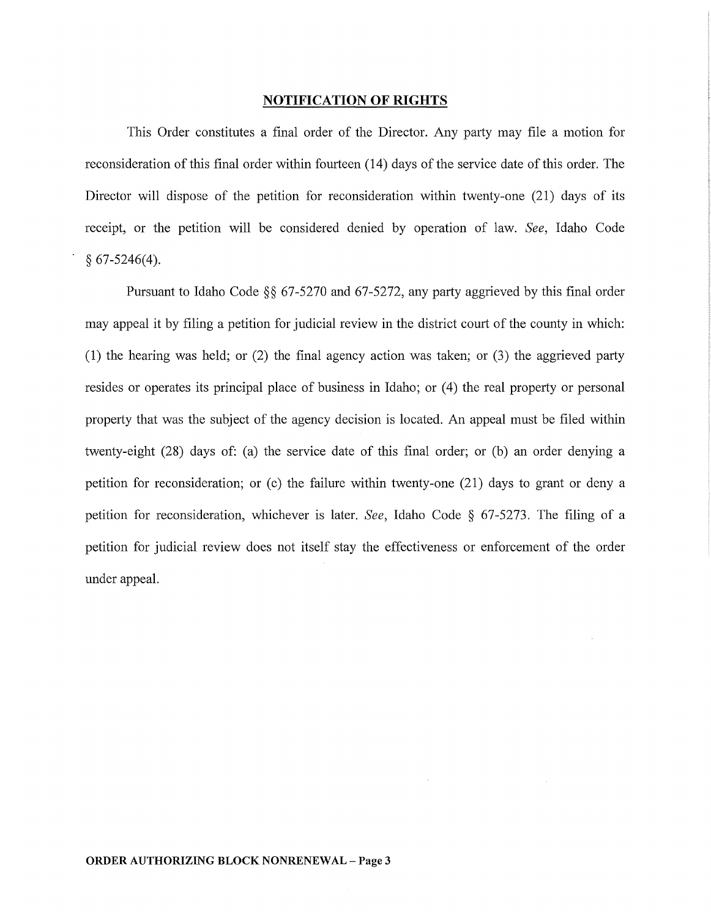## NOTIFICATION OF RIGHTS

This Order constitutes a final order of the Director. Any party may file a motion for reconsideration of this final order within fourteen (14) days of the service date of this order. The Director will dispose of the petition for reconsideration within twenty-one (21) days of its receipt, or the petition will be considered denied by operation of law. *See*, Idaho Code § 67-5246(4).

Pursuant to Idaho Code §§ 67-5270 and 67-5272, any party aggrieved by this final order may appeal it by filing a petition for judicial review in the district court of the county in which: (1) the hearing was held; or (2) the final agency action was taken; or (3) the aggrieved party resides or operates its principal place of business in Idaho; or (4) the real property or personal property that was the subject of the agency decision is located. An appeal must be filed within twenty-eight (28) days of: (a) the service date of this final order; or (b) an order denying a petition for reconsideration; or (c) the failure within twenty-one (21) days to grant or deny a petition for reconsideration, whichever is later. *See*, Idaho Code § 67-5273. The filing of a petition for judicial review does not itself stay the effectiveness or enforcement of the order under appeal.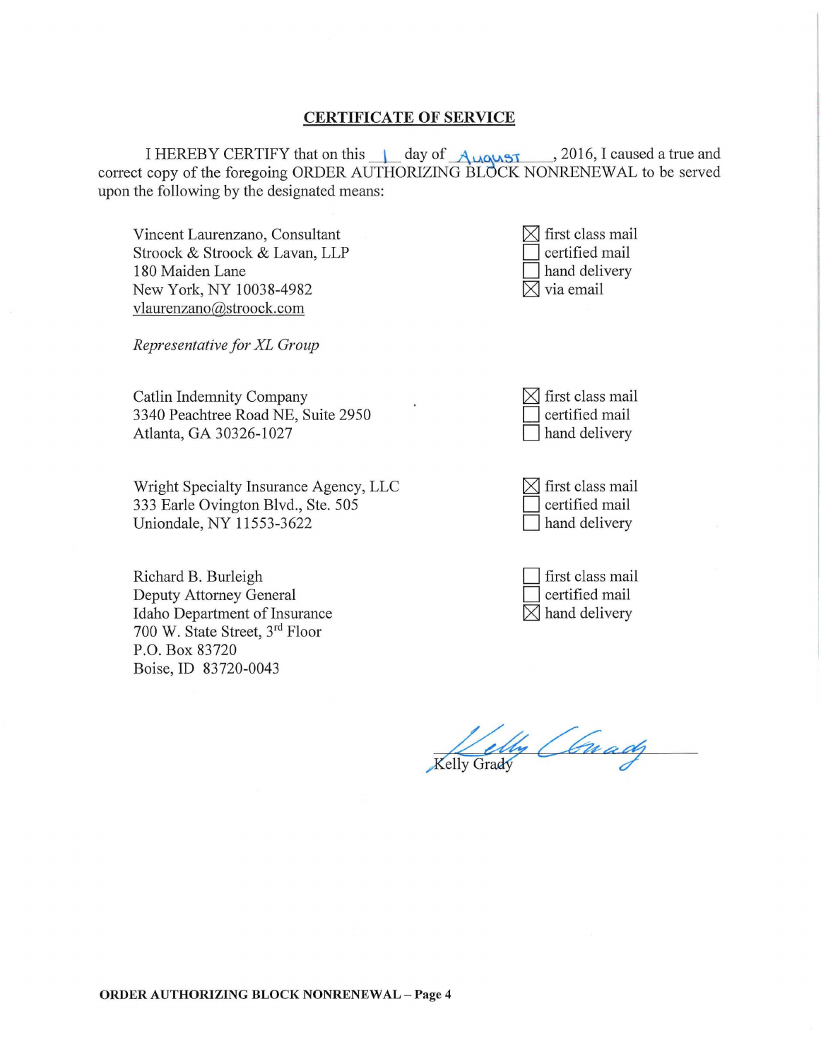## CERTIFICATE OF SERVICE

I HEREBY CERTIFY that on this 1 day of August, 2016, I caused a true and correct copy of the foregoing ORDER AUTHORIZING BLOCK NONRENEWAL to be served upon the following by the designated means:

Vincent Laurenzano, Consultant
Stroock & Stroock & Lavan, LLP
180 Maiden Lane
New York, NY 10038-4982
vlaurenzano@stroock.com

*Representative for XL Group*

☒ first class mail
☐ certified mail
☐ hand delivery
☒ via email

Catlin Indemnity Company
3340 Peachtree Road NE, Suite 2950
Atlanta, GA 30326-1027

☒ first class mail
☐ certified mail
☐ hand delivery

Wright Specialty Insurance Agency, LLC
333 Earle Ovington Blvd., Ste. 505
Uniondale, NY 11553-3622

☒ first class mail
☐ certified mail
☐ hand delivery

Richard B. Burleigh
Deputy Attorney General
Idaho Department of Insurance
700 W. State Street, 3rd Floor
P.O. Box 83720
Boise, ID 83720-0043

☐ first class mail
☐ certified mail
☒ hand delivery

Kelly Grady